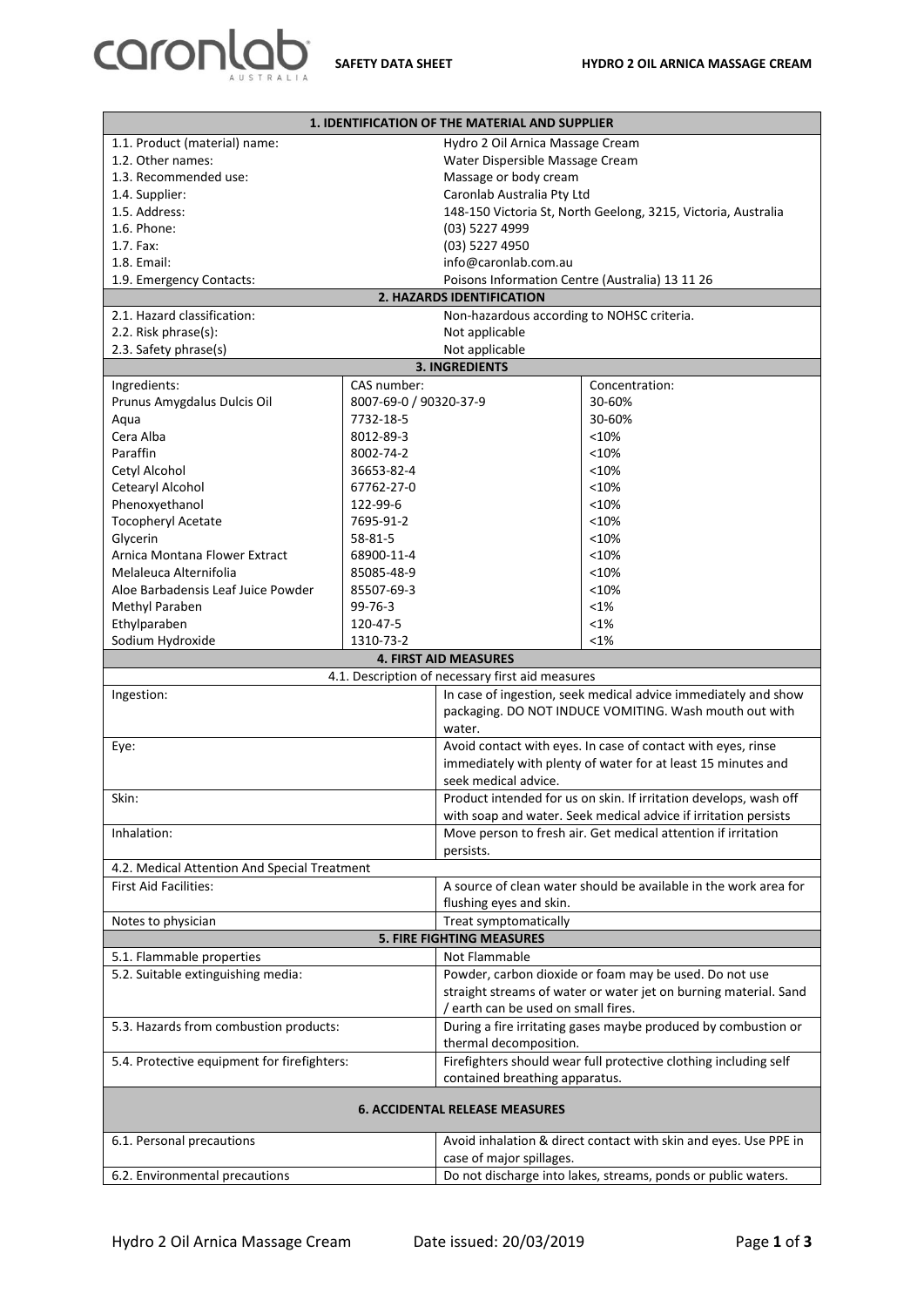# SAFETY DATA SHEET — HYDRO 2 OIL ARNICA MASSAGE CREAM

## 1. IDENTIFICATION OF THE MATERIAL AND SUPPLIER

| | |
|---|---|
| 1.1. Product (material) name: | Hydro 2 Oil Arnica Massage Cream |
| 1.2. Other names: | Water Dispersible Massage Cream |
| 1.3. Recommended use: | Massage or body cream |
| 1.4. Supplier: | Caronlab Australia Pty Ltd |
| 1.5. Address: | 148-150 Victoria St, North Geelong, 3215, Victoria, Australia |
| 1.6. Phone: | (03) 5227 4999 |
| 1.7. Fax: | (03) 5227 4950 |
| 1.8. Email: | info@caronlab.com.au |
| 1.9. Emergency Contacts: | Poisons Information Centre (Australia) 13 11 26 |

## 2. HAZARDS IDENTIFICATION

| | |
|---|---|
| 2.1. Hazard classification: | Non-hazardous according to NOHSC criteria. |
| 2.2. Risk phrase(s): | Not applicable |
| 2.3. Safety phrase(s) | Not applicable |

## 3. INGREDIENTS

| Ingredients: | CAS number: | Concentration: |
|---|---|---|
| Prunus Amygdalus Dulcis Oil | 8007-69-0 / 90320-37-9 | 30-60% |
| Aqua | 7732-18-5 | 30-60% |
| Cera Alba | 8012-89-3 | <10% |
| Paraffin | 8002-74-2 | <10% |
| Cetyl Alcohol | 36653-82-4 | <10% |
| Cetearyl Alcohol | 67762-27-0 | <10% |
| Phenoxyethanol | 122-99-6 | <10% |
| Tocopheryl Acetate | 7695-91-2 | <10% |
| Glycerin | 58-81-5 | <10% |
| Arnica Montana Flower Extract | 68900-11-4 | <10% |
| Melaleuca Alternifolia | 85085-48-9 | <10% |
| Aloe Barbadensis Leaf Juice Powder | 85507-69-3 | <10% |
| Methyl Paraben | 99-76-3 | <1% |
| Ethylparaben | 120-47-5 | <1% |
| Sodium Hydroxide | 1310-73-2 | <1% |

## 4. FIRST AID MEASURES

4.1. Description of necessary first aid measures

| | |
|---|---|
| Ingestion: | In case of ingestion, seek medical advice immediately and show packaging. DO NOT INDUCE VOMITING. Wash mouth out with water. |
| Eye: | Avoid contact with eyes. In case of contact with eyes, rinse immediately with plenty of water for at least 15 minutes and seek medical advice. |
| Skin: | Product intended for us on skin. If irritation develops, wash off with soap and water. Seek medical advice if irritation persists |
| Inhalation: | Move person to fresh air. Get medical attention if irritation persists. |

4.2. Medical Attention And Special Treatment

| | |
|---|---|
| First Aid Facilities: | A source of clean water should be available in the work area for flushing eyes and skin. |
| Notes to physician | Treat symptomatically |

## 5. FIRE FIGHTING MEASURES

| | |
|---|---|
| 5.1. Flammable properties | Not Flammable |
| 5.2. Suitable extinguishing media: | Powder, carbon dioxide or foam may be used. Do not use straight streams of water or water jet on burning material. Sand / earth can be used on small fires. |
| 5.3. Hazards from combustion products: | During a fire irritating gases maybe produced by combustion or thermal decomposition. |
| 5.4. Protective equipment for firefighters: | Firefighters should wear full protective clothing including self contained breathing apparatus. |

## 6. ACCIDENTAL RELEASE MEASURES

| | |
|---|---|
| 6.1. Personal precautions | Avoid inhalation & direct contact with skin and eyes. Use PPE in case of major spillages. |
| 6.2. Environmental precautions | Do not discharge into lakes, streams, ponds or public waters. |

Hydro 2 Oil Arnica Massage Cream — Date issued: 20/03/2019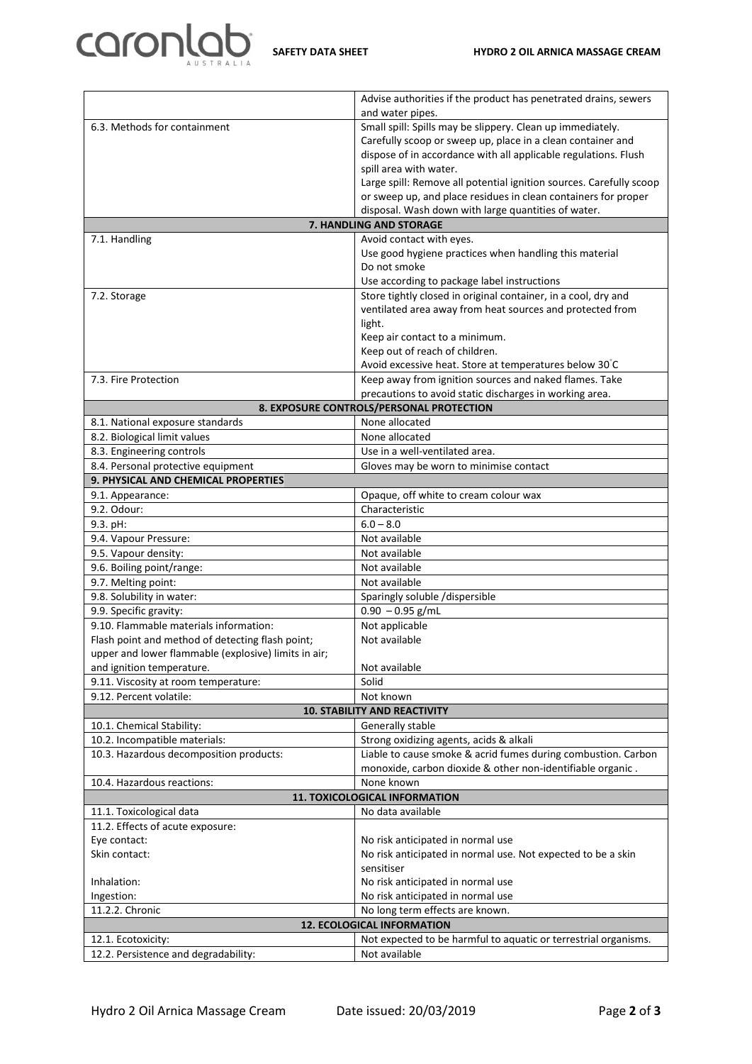| | |
|---|---|
| | Advise authorities if the product has penetrated drains, sewers and water pipes. |
| 6.3. Methods for containment | Small spill: Spills may be slippery. Clean up immediately. Carefully scoop or sweep up, place in a clean container and dispose of in accordance with all applicable regulations. Flush spill area with water.<br>Large spill: Remove all potential ignition sources. Carefully scoop or sweep up, and place residues in clean containers for proper disposal. Wash down with large quantities of water. |
| **7. HANDLING AND STORAGE** | |
| 7.1. Handling | Avoid contact with eyes.<br>Use good hygiene practices when handling this material<br>Do not smoke<br>Use according to package label instructions |
| 7.2. Storage | Store tightly closed in original container, in a cool, dry and ventilated area away from heat sources and protected from light.<br>Keep air contact to a minimum.<br>Keep out of reach of children.<br>Avoid excessive heat. Store at temperatures below 30°C |
| 7.3. Fire Protection | Keep away from ignition sources and naked flames. Take precautions to avoid static discharges in working area. |
| **8. EXPOSURE CONTROLS/PERSONAL PROTECTION** | |
| 8.1. National exposure standards | None allocated |
| 8.2. Biological limit values | None allocated |
| 8.3. Engineering controls | Use in a well-ventilated area. |
| 8.4. Personal protective equipment | Gloves may be worn to minimise contact |
| **9. PHYSICAL AND CHEMICAL PROPERTIES** | |
| 9.1. Appearance: | Opaque, off white to cream colour wax |
| 9.2. Odour: | Characteristic |
| 9.3. pH: | 6.0 – 8.0 |
| 9.4. Vapour Pressure: | Not available |
| 9.5. Vapour density: | Not available |
| 9.6. Boiling point/range: | Not available |
| 9.7. Melting point: | Not available |
| 9.8. Solubility in water: | Sparingly soluble /dispersible |
| 9.9. Specific gravity: | 0.90 – 0.95 g/mL |
| 9.10. Flammable materials information:<br>Flash point and method of detecting flash point;<br>upper and lower flammable (explosive) limits in air;<br>and ignition temperature. | Not applicable<br>Not available<br><br>Not available |
| 9.11. Viscosity at room temperature: | Solid |
| 9.12. Percent volatile: | Not known |
| **10. STABILITY AND REACTIVITY** | |
| 10.1. Chemical Stability: | Generally stable |
| 10.2. Incompatible materials: | Strong oxidizing agents, acids & alkali |
| 10.3. Hazardous decomposition products: | Liable to cause smoke & acrid fumes during combustion. Carbon monoxide, carbon dioxide & other non-identifiable organic . |
| 10.4. Hazardous reactions: | None known |
| **11. TOXICOLOGICAL INFORMATION** | |
| 11.1. Toxicological data | No data available |
| 11.2. Effects of acute exposure:<br>Eye contact:<br>Skin contact:<br><br>Inhalation:<br>Ingestion: | <br>No risk anticipated in normal use<br>No risk anticipated in normal use. Not expected to be a skin sensitiser<br>No risk anticipated in normal use<br>No risk anticipated in normal use |
| 11.2.2. Chronic | No long term effects are known. |
| **12. ECOLOGICAL INFORMATION** | |
| 12.1. Ecotoxicity: | Not expected to be harmful to aquatic or terrestrial organisms. |
| 12.2. Persistence and degradability: | Not available |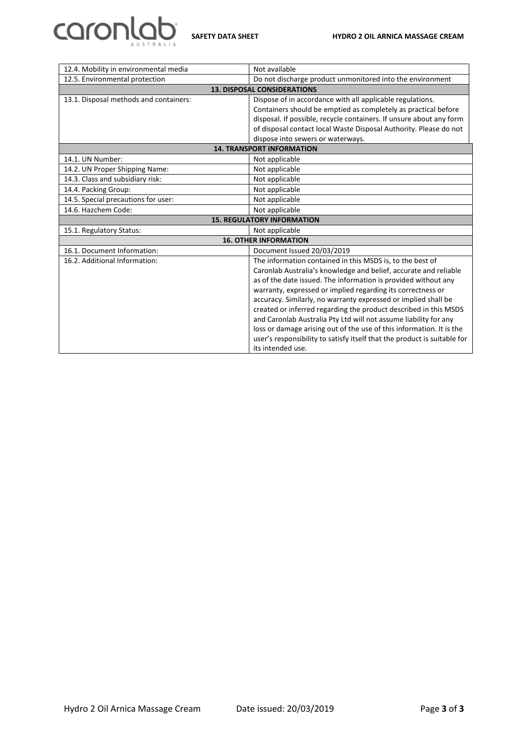| | |
|---|---|
| 12.4. Mobility in environmental media | Not available |
| 12.5. Environmental protection | Do not discharge product unmonitored into the environment |
| **13. DISPOSAL CONSIDERATIONS** | |
| 13.1. Disposal methods and containers: | Dispose of in accordance with all applicable regulations. Containers should be emptied as completely as practical before disposal. If possible, recycle containers. If unsure about any form of disposal contact local Waste Disposal Authority. Please do not dispose into sewers or waterways. |
| **14. TRANSPORT INFORMATION** | |
| 14.1. UN Number: | Not applicable |
| 14.2. UN Proper Shipping Name: | Not applicable |
| 14.3. Class and subsidiary risk: | Not applicable |
| 14.4. Packing Group: | Not applicable |
| 14.5. Special precautions for user: | Not applicable |
| 14.6. Hazchem Code: | Not applicable |
| **15. REGULATORY INFORMATION** | |
| 15.1. Regulatory Status: | Not applicable |
| **16. OTHER INFORMATION** | |
| 16.1. Document Information: | Document Issued 20/03/2019 |
| 16.2. Additional Information: | The information contained in this MSDS is, to the best of Caronlab Australia's knowledge and belief, accurate and reliable as of the date issued. The information is provided without any warranty, expressed or implied regarding its correctness or accuracy. Similarly, no warranty expressed or implied shall be created or inferred regarding the product described in this MSDS and Caronlab Australia Pty Ltd will not assume liability for any loss or damage arising out of the use of this information. It is the user's responsibility to satisfy itself that the product is suitable for its intended use. |